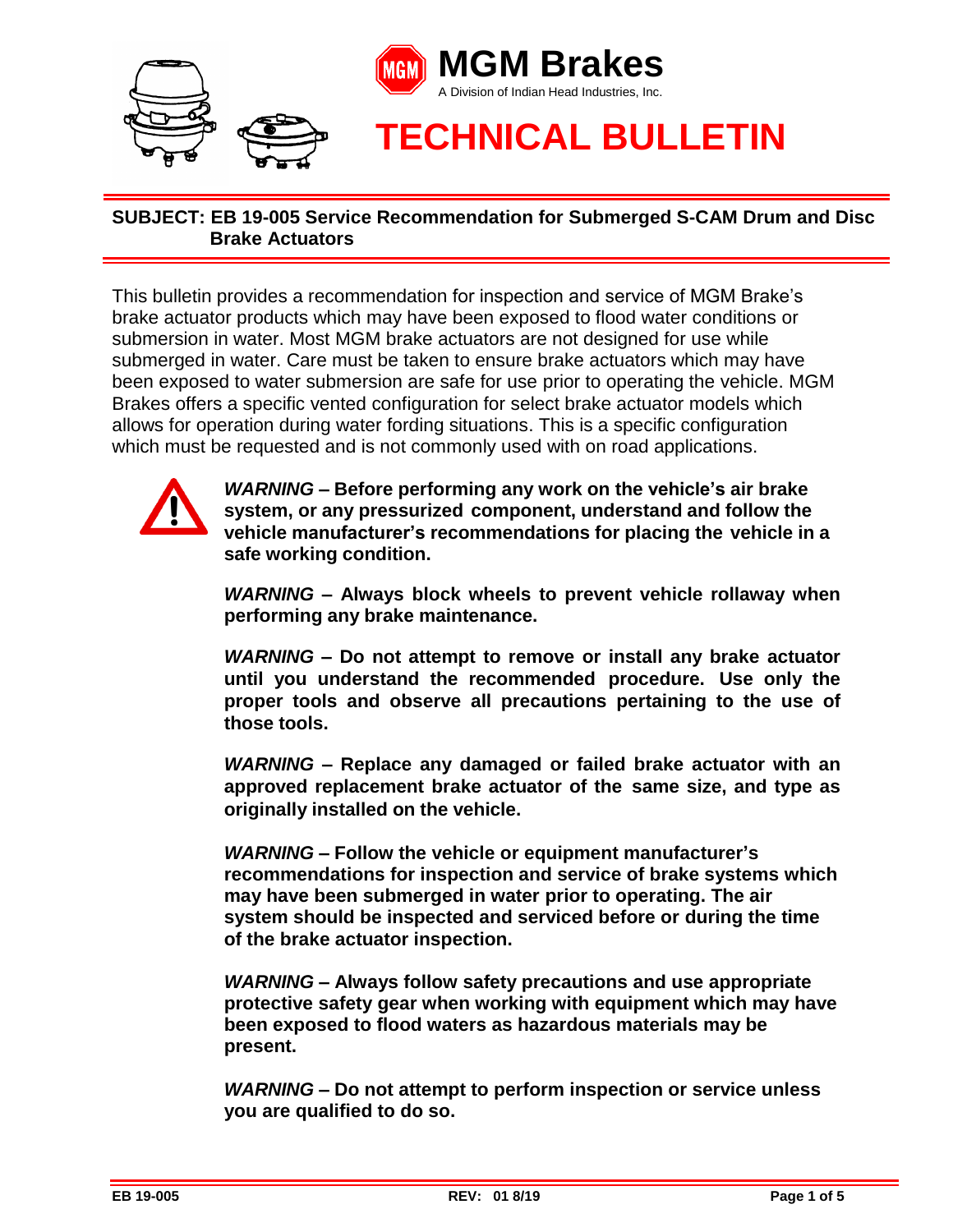# MGM Brakes

A Division of Indian Head Industries, Inc.

# TECHNICAL BULLETIN

**SUBJECT: EB 19-005 Service Recommendation for Submerged S-CAM Drum and Disc Brake Actuators**

This bulletin provides a recommendation for inspection and service of MGM Brake's brake actuator products which may have been exposed to flood water conditions or submersion in water. Most MGM brake actuators are not designed for use while submerged in water. Care must be taken to ensure brake actuators which may have been exposed to water submersion are safe for use prior to operating the vehicle. MGM Brakes offers a specific vented configuration for select brake actuator models which allows for operation during water fording situations. This is a specific configuration which must be requested and is not commonly used with on road applications.

***WARNING* – Before performing any work on the vehicle's air brake system, or any pressurized component, understand and follow the vehicle manufacturer's recommendations for placing the vehicle in a safe working condition.**

***WARNING* – Always block wheels to prevent vehicle rollaway when performing any brake maintenance.**

***WARNING* – Do not attempt to remove or install any brake actuator until you understand the recommended procedure. Use only the proper tools and observe all precautions pertaining to the use of those tools.**

***WARNING* – Replace any damaged or failed brake actuator with an approved replacement brake actuator of the same size, and type as originally installed on the vehicle.**

***WARNING* – Follow the vehicle or equipment manufacturer's recommendations for inspection and service of brake systems which may have been submerged in water prior to operating. The air system should be inspected and serviced before or during the time of the brake actuator inspection.**

***WARNING* – Always follow safety precautions and use appropriate protective safety gear when working with equipment which may have been exposed to flood waters as hazardous materials may be present.**

***WARNING* – Do not attempt to perform inspection or service unless you are qualified to do so.**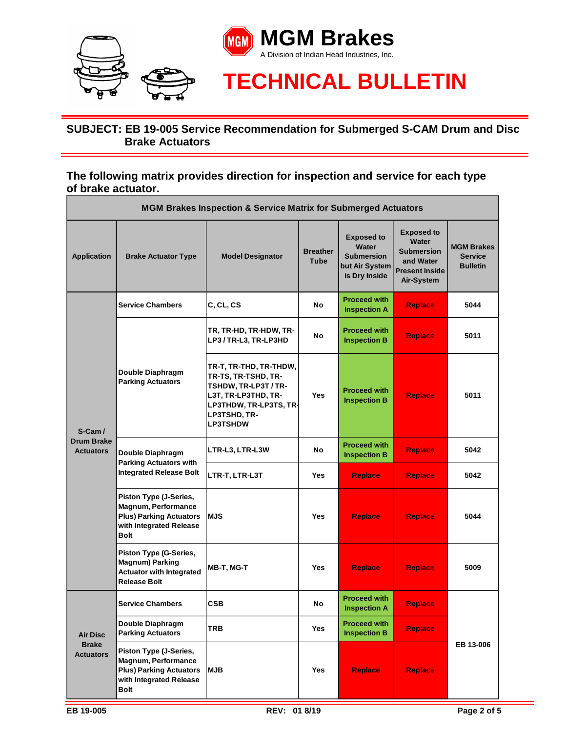# MGM Brakes

A Division of Indian Head Industries, Inc.

# TECHNICAL BULLETIN

## SUBJECT: EB 19-005 Service Recommendation for Submerged S-CAM Drum and Disc Brake Actuators

### The following matrix provides direction for inspection and service for each type of brake actuator.

| MGM Brakes Inspection & Service Matrix for Submerged Actuators | | | | | | |
|---|---|---|---|---|---|---|
| **Application** | **Brake Actuator Type** | **Model Designator** | **Breather Tube** | **Exposed to Water Submersion but Air System is Dry Inside** | **Exposed to Water Submersion and Water Present Inside Air-System** | **MGM Brakes Service Bulletin** |
| S-Cam / Drum Brake Actuators | Service Chambers | C, CL, CS | No | Proceed with Inspection A | Replace | 5044 |
| | Double Diaphragm Parking Actuators | TR, TR-HD, TR-HDW, TR-LP3 / TR-L3, TR-LP3HD | No | Proceed with Inspection B | Replace | 5011 |
| | | TR-T, TR-THD, TR-THDW, TR-TS, TR-TSHD, TR-TSHDW, TR-LP3T / TR-L3T, TR-LP3THD, TR-LP3THDW, TR-LP3TS, TR-LP3TSHD, TR-LP3TSHDW | Yes | Proceed with Inspection B | Replace | 5011 |
| | Double Diaphragm Parking Actuators with Integrated Release Bolt | LTR-L3, LTR-L3W | No | Proceed with Inspection B | Replace | 5042 |
| | | LTR-T, LTR-L3T | Yes | Replace | Replace | 5042 |
| | Piston Type (J-Series, Magnum, Performance Plus) Parking Actuators with Integrated Release Bolt | MJS | Yes | Replace | Replace | 5044 |
| | Piston Type (G-Series, Magnum) Parking Actuator with Integrated Release Bolt | MB-T, MG-T | Yes | Replace | Replace | 5009 |
| Air Disc Brake Actuators | Service Chambers | CSB | No | Proceed with Inspection A | Replace | EB 13-006 |
| | Double Diaphragm Parking Actuators | TRB | Yes | Proceed with Inspection B | Replace | EB 13-006 |
| | Piston Type (J-Series, Magnum, Performance Plus) Parking Actuators with Integrated Release Bolt | MJB | Yes | Replace | Replace | EB 13-006 |

EB 19-005 REV: 01 8/19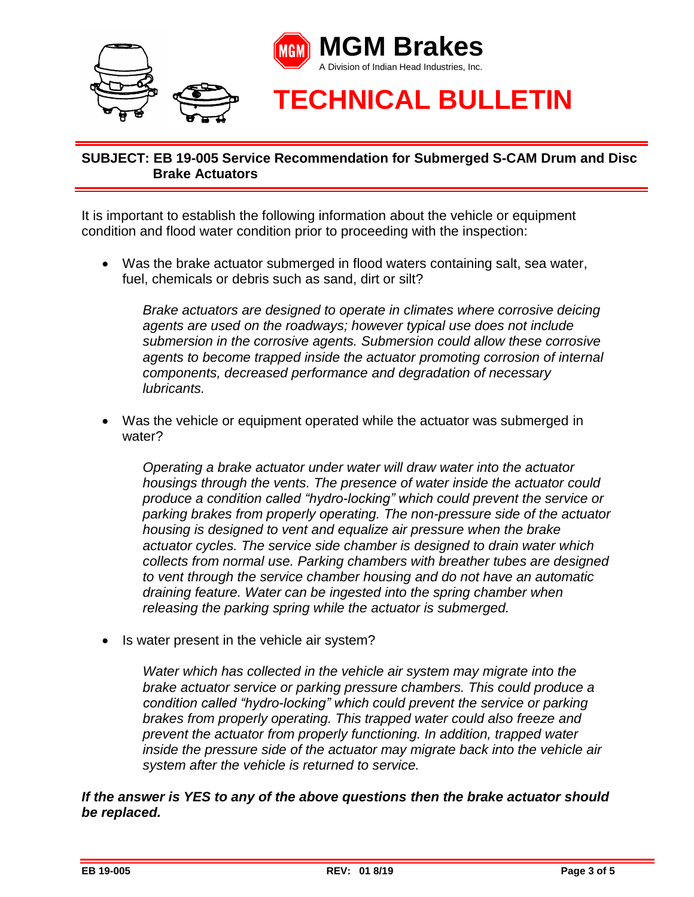**MGM Brakes**
A Division of Indian Head Industries, Inc.

# TECHNICAL BULLETIN

**SUBJECT: EB 19-005 Service Recommendation for Submerged S-CAM Drum and Disc Brake Actuators**

It is important to establish the following information about the vehicle or equipment condition and flood water condition prior to proceeding with the inspection:

- Was the brake actuator submerged in flood waters containing salt, sea water, fuel, chemicals or debris such as sand, dirt or silt?

  *Brake actuators are designed to operate in climates where corrosive deicing agents are used on the roadways; however typical use does not include submersion in the corrosive agents. Submersion could allow these corrosive agents to become trapped inside the actuator promoting corrosion of internal components, decreased performance and degradation of necessary lubricants.*

- Was the vehicle or equipment operated while the actuator was submerged in water?

  *Operating a brake actuator under water will draw water into the actuator housings through the vents. The presence of water inside the actuator could produce a condition called "hydro-locking" which could prevent the service or parking brakes from properly operating. The non-pressure side of the actuator housing is designed to vent and equalize air pressure when the brake actuator cycles. The service side chamber is designed to drain water which collects from normal use. Parking chambers with breather tubes are designed to vent through the service chamber housing and do not have an automatic draining feature. Water can be ingested into the spring chamber when releasing the parking spring while the actuator is submerged.*

- Is water present in the vehicle air system?

  *Water which has collected in the vehicle air system may migrate into the brake actuator service or parking pressure chambers. This could produce a condition called "hydro-locking" which could prevent the service or parking brakes from properly operating. This trapped water could also freeze and prevent the actuator from properly functioning. In addition, trapped water inside the pressure side of the actuator may migrate back into the vehicle air system after the vehicle is returned to service.*

***If the answer is YES to any of the above questions then the brake actuator should be replaced.***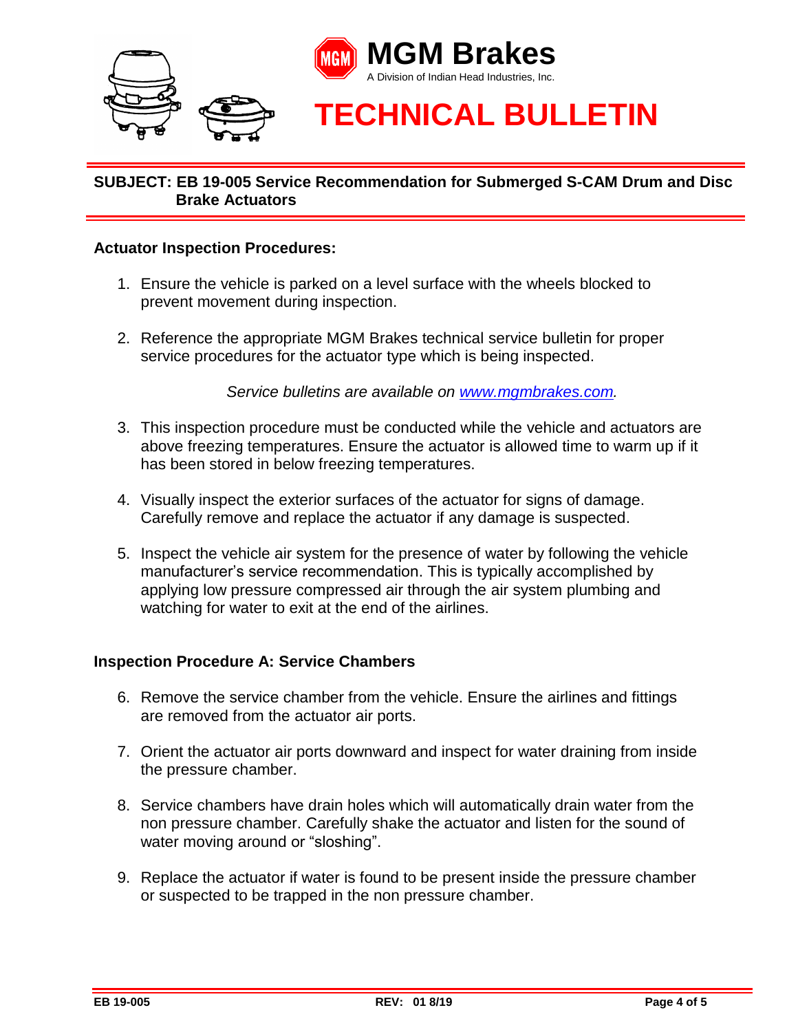# MGM Brakes

A Division of Indian Head Industries, Inc.

# TECHNICAL BULLETIN

**SUBJECT: EB 19-005 Service Recommendation for Submerged S-CAM Drum and Disc Brake Actuators**

## Actuator Inspection Procedures:

1. Ensure the vehicle is parked on a level surface with the wheels blocked to prevent movement during inspection.

2. Reference the appropriate MGM Brakes technical service bulletin for proper service procedures for the actuator type which is being inspected.

   *Service bulletins are available on [www.mgmbrakes.com](www.mgmbrakes.com).*

3. This inspection procedure must be conducted while the vehicle and actuators are above freezing temperatures. Ensure the actuator is allowed time to warm up if it has been stored in below freezing temperatures.

4. Visually inspect the exterior surfaces of the actuator for signs of damage. Carefully remove and replace the actuator if any damage is suspected.

5. Inspect the vehicle air system for the presence of water by following the vehicle manufacturer's service recommendation. This is typically accomplished by applying low pressure compressed air through the air system plumbing and watching for water to exit at the end of the airlines.

## Inspection Procedure A: Service Chambers

6. Remove the service chamber from the vehicle. Ensure the airlines and fittings are removed from the actuator air ports.

7. Orient the actuator air ports downward and inspect for water draining from inside the pressure chamber.

8. Service chambers have drain holes which will automatically drain water from the non pressure chamber. Carefully shake the actuator and listen for the sound of water moving around or "sloshing".

9. Replace the actuator if water is found to be present inside the pressure chamber or suspected to be trapped in the non pressure chamber.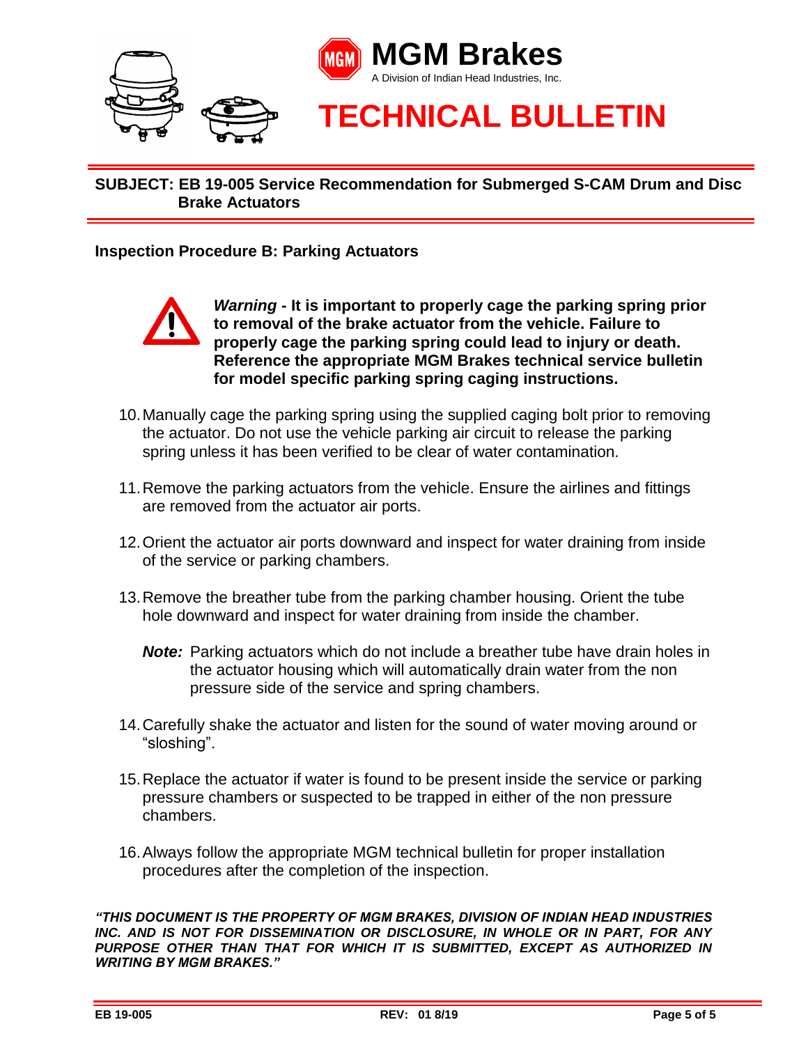MGM Brakes

A Division of Indian Head Industries, Inc.

# TECHNICAL BULLETIN

**SUBJECT: EB 19-005 Service Recommendation for Submerged S-CAM Drum and Disc Brake Actuators**

## Inspection Procedure B: Parking Actuators

***Warning*** **- It is important to properly cage the parking spring prior to removal of the brake actuator from the vehicle. Failure to properly cage the parking spring could lead to injury or death. Reference the appropriate MGM Brakes technical service bulletin for model specific parking spring caging instructions.**

10. Manually cage the parking spring using the supplied caging bolt prior to removing the actuator. Do not use the vehicle parking air circuit to release the parking spring unless it has been verified to be clear of water contamination.

11. Remove the parking actuators from the vehicle. Ensure the airlines and fittings are removed from the actuator air ports.

12. Orient the actuator air ports downward and inspect for water draining from inside of the service or parking chambers.

13. Remove the breather tube from the parking chamber housing. Orient the tube hole downward and inspect for water draining from inside the chamber.

    ***Note:*** Parking actuators which do not include a breather tube have drain holes in the actuator housing which will automatically drain water from the non pressure side of the service and spring chambers.

14. Carefully shake the actuator and listen for the sound of water moving around or "sloshing".

15. Replace the actuator if water is found to be present inside the service or parking pressure chambers or suspected to be trapped in either of the non pressure chambers.

16. Always follow the appropriate MGM technical bulletin for proper installation procedures after the completion of the inspection.

***"THIS DOCUMENT IS THE PROPERTY OF MGM BRAKES, DIVISION OF INDIAN HEAD INDUSTRIES INC. AND IS NOT FOR DISSEMINATION OR DISCLOSURE, IN WHOLE OR IN PART, FOR ANY PURPOSE OTHER THAN THAT FOR WHICH IT IS SUBMITTED, EXCEPT AS AUTHORIZED IN WRITING BY MGM BRAKES."***